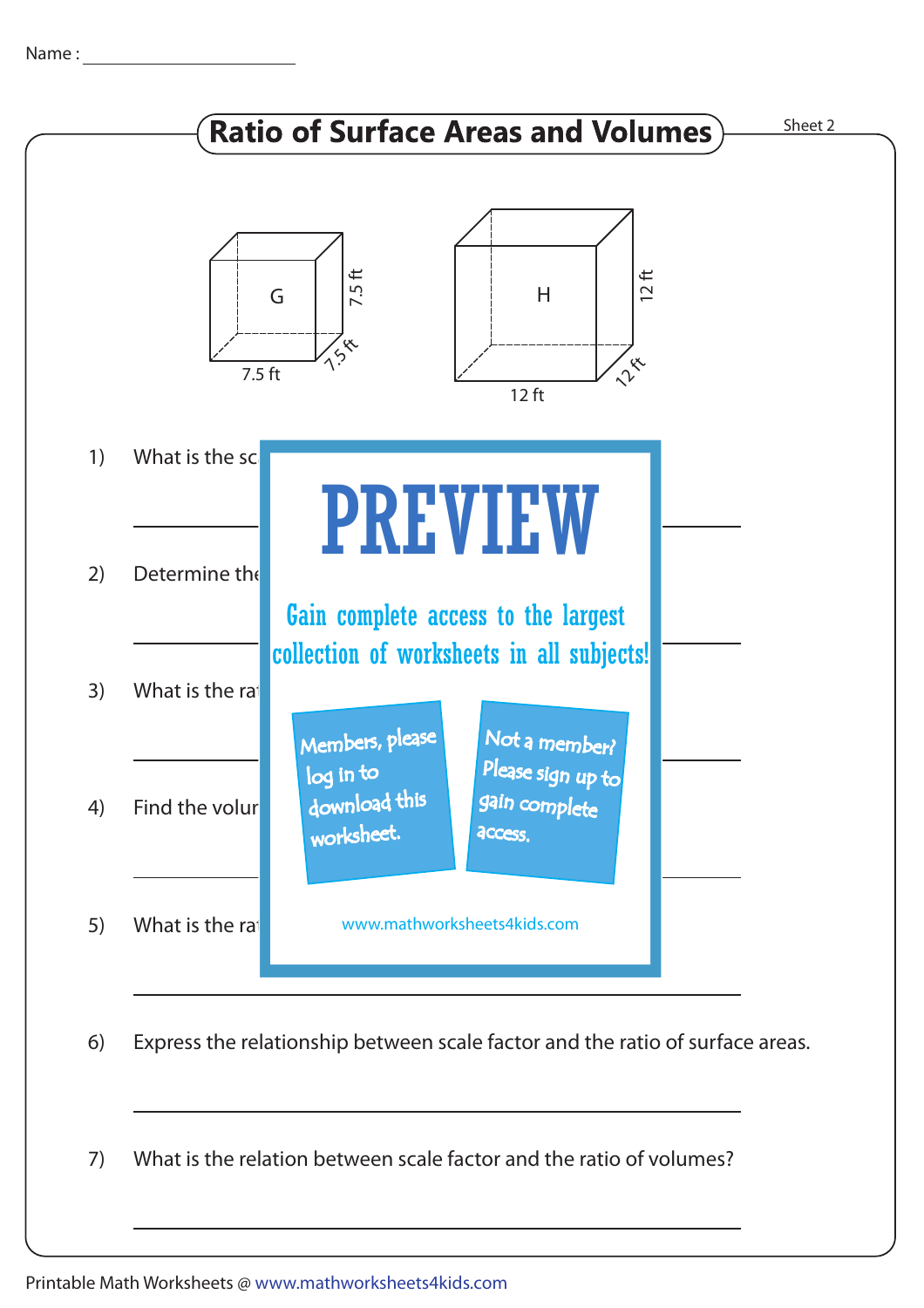Name : ____________________

# Ratio of Surface Areas and Volumes

Sheet 2

G: 7.5 ft × 7.5 ft × 7.5 ft

H: 12 ft × 12 ft × 12 ft

1) What is the sc

2) Determine the

3) What is the ra

4) Find the volu

5) What is the ra

PREVIEW

Gain complete access to the largest collection of worksheets in all subjects!

Members, please log in to download this worksheet.

Not a member? Please sign up to gain complete access.

www.mathworksheets4kids.com

6) Express the relationship between scale factor and the ratio of surface areas.

7) What is the relation between scale factor and the ratio of volumes?

Printable Math Worksheets @ www.mathworksheets4kids.com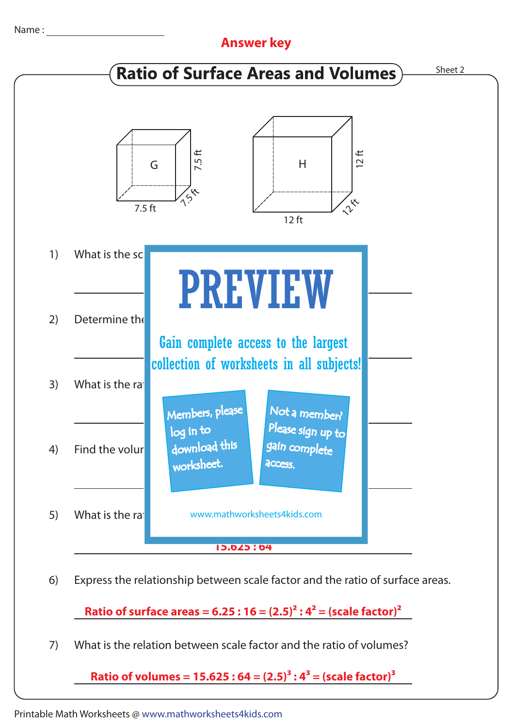Name : ____________________

**Answer key**

# Ratio of Surface Areas and Volumes

Sheet 2

G: 7.5 ft × 7.5 ft × 7.5 ft

H: 12 ft × 12 ft × 12 ft

1) What is the sc

2) Determine the

3) What is the ra

4) Find the volur

5) What is the ra

**15.625 : 64**

PREVIEW

Gain complete access to the largest collection of worksheets in all subjects!

Members, please log in to download this worksheet.

Not a member? Please sign up to gain complete access.

www.mathworksheets4kids.com

6) Express the relationship between scale factor and the ratio of surface areas.

**Ratio of surface areas = 6.25 : 16 = $(2.5)^2 : 4^2$ = $(\text{scale factor})^2$**

7) What is the relation between scale factor and the ratio of volumes?

**Ratio of volumes = 15.625 : 64 = $(2.5)^3 : 4^3$ = $(\text{scale factor})^3$**